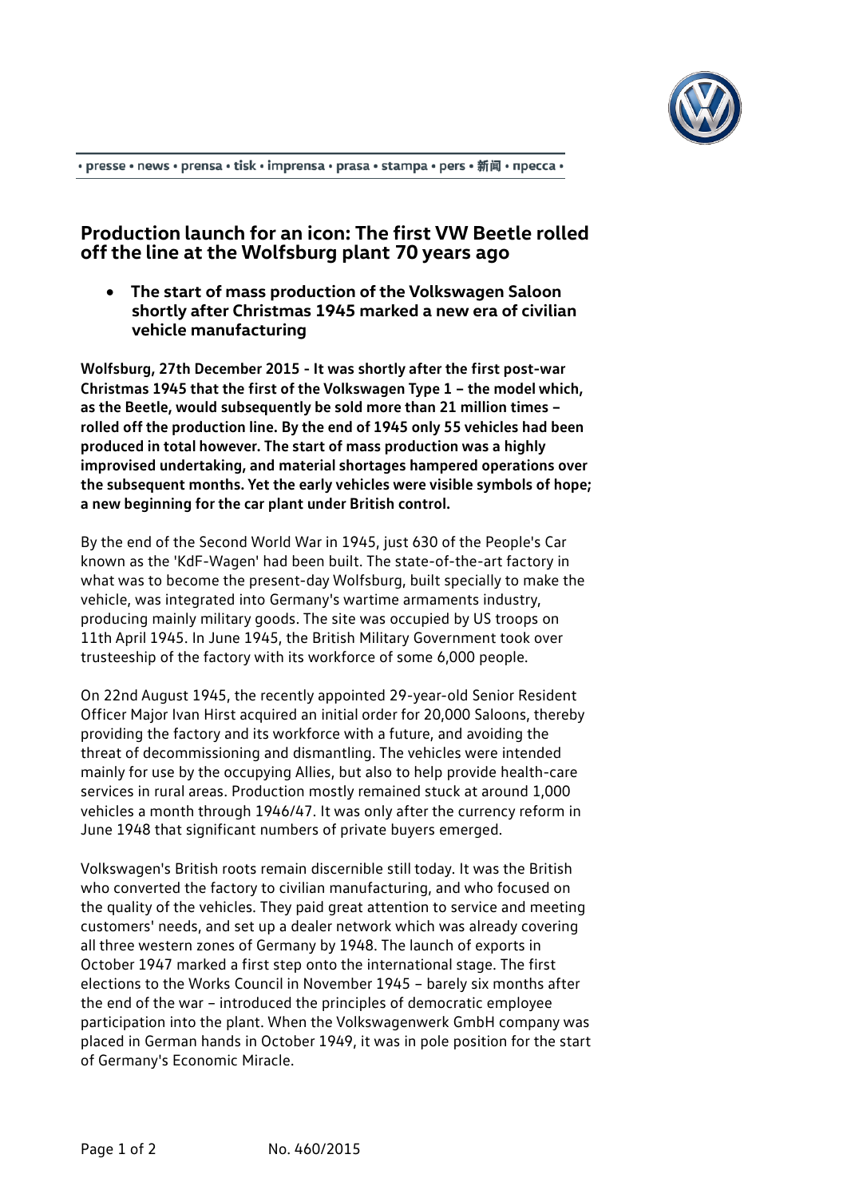· presse · news · prensa · tisk · imprensa · prasa · stampa · pers · 新闻 · пресса ·

# Production launch for an icon: The first VW Beetle rolled off the line at the Wolfsburg plant 70 years ago

- **The start of mass production of the Volkswagen Saloon shortly after Christmas 1945 marked a new era of civilian vehicle manufacturing**

**Wolfsburg, 27th December 2015 - It was shortly after the first post-war Christmas 1945 that the first of the Volkswagen Type 1 – the model which, as the Beetle, would subsequently be sold more than 21 million times – rolled off the production line. By the end of 1945 only 55 vehicles had been produced in total however. The start of mass production was a highly improvised undertaking, and material shortages hampered operations over the subsequent months. Yet the early vehicles were visible symbols of hope; a new beginning for the car plant under British control.**

By the end of the Second World War in 1945, just 630 of the People's Car known as the 'KdF-Wagen' had been built. The state-of-the-art factory in what was to become the present-day Wolfsburg, built specially to make the vehicle, was integrated into Germany's wartime armaments industry, producing mainly military goods. The site was occupied by US troops on 11th April 1945. In June 1945, the British Military Government took over trusteeship of the factory with its workforce of some 6,000 people.

On 22nd August 1945, the recently appointed 29-year-old Senior Resident Officer Major Ivan Hirst acquired an initial order for 20,000 Saloons, thereby providing the factory and its workforce with a future, and avoiding the threat of decommissioning and dismantling. The vehicles were intended mainly for use by the occupying Allies, but also to help provide health-care services in rural areas. Production mostly remained stuck at around 1,000 vehicles a month through 1946/47. It was only after the currency reform in June 1948 that significant numbers of private buyers emerged.

Volkswagen's British roots remain discernible still today. It was the British who converted the factory to civilian manufacturing, and who focused on the quality of the vehicles. They paid great attention to service and meeting customers' needs, and set up a dealer network which was already covering all three western zones of Germany by 1948. The launch of exports in October 1947 marked a first step onto the international stage. The first elections to the Works Council in November 1945 – barely six months after the end of the war – introduced the principles of democratic employee participation into the plant. When the Volkswagenwerk GmbH company was placed in German hands in October 1949, it was in pole position for the start of Germany's Economic Miracle.

No. 460/2015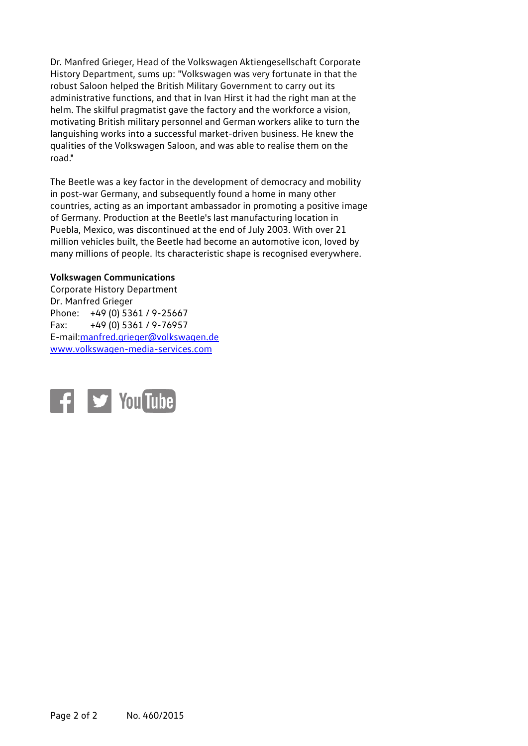Dr. Manfred Grieger, Head of the Volkswagen Aktiengesellschaft Corporate History Department, sums up: "Volkswagen was very fortunate in that the robust Saloon helped the British Military Government to carry out its administrative functions, and that in Ivan Hirst it had the right man at the helm. The skilful pragmatist gave the factory and the workforce a vision, motivating British military personnel and German workers alike to turn the languishing works into a successful market-driven business. He knew the qualities of the Volkswagen Saloon, and was able to realise them on the road."

The Beetle was a key factor in the development of democracy and mobility in post-war Germany, and subsequently found a home in many other countries, acting as an important ambassador in promoting a positive image of Germany. Production at the Beetle's last manufacturing location in Puebla, Mexico, was discontinued at the end of July 2003. With over 21 million vehicles built, the Beetle had become an automotive icon, loved by many millions of people. Its characteristic shape is recognised everywhere.

**Volkswagen Communications**
Corporate History Department
Dr. Manfred Grieger
Phone: +49 (0) 5361 / 9-25667
Fax: +49 (0) 5361 / 9-76957
E-mail:manfred.grieger@volkswagen.de
www.volkswagen-media-services.com